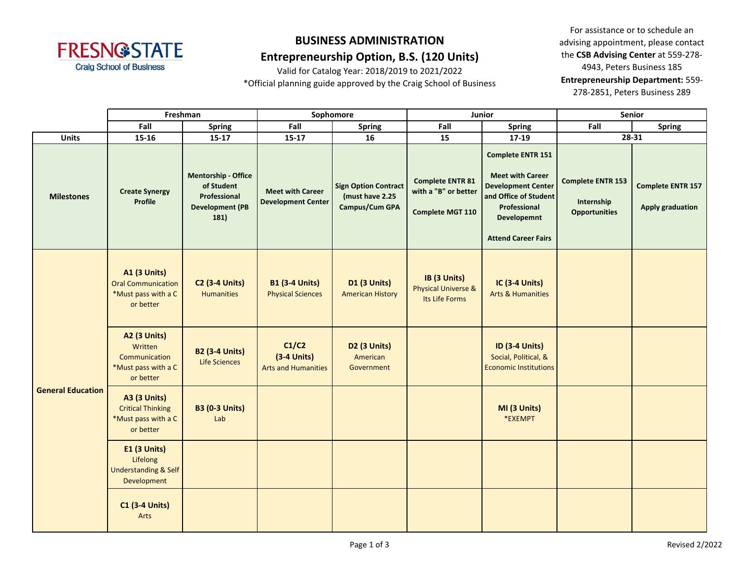FRESNO STATE
Craig School of Business

# BUSINESS ADMINISTRATION
## Entrepreneurship Option, B.S. (120 Units)

Valid for Catalog Year: 2018/2019 to 2021/2022
*Official planning guide approved by the Craig School of Business

For assistance or to schedule an advising appointment, please contact the **CSB Advising Center** at 559-278-4943, Peters Business 185
**Entrepreneurship Department:** 559-278-2851, Peters Business 289

| | Freshman | | Sophomore | | Junior | | Senior | |
|---|---|---|---|---|---|---|---|---|
| | **Fall** | **Spring** | **Fall** | **Spring** | **Fall** | **Spring** | **Fall** | **Spring** |
| **Units** | 15-16 | 15-17 | 15-17 | 16 | 15 | 17-19 | 28-31 | |
| **Milestones** | **Create Synergy Profile** | **Mentorship - Office of Student Professional Development (PB 181)** | **Meet with Career Development Center** | **Sign Option Contract (must have 2.25 Campus/Cum GPA** | **Complete ENTR 81 with a "B" or better**<br><br>**Complete MGT 110** | **Complete ENTR 151**<br><br>**Meet with Career Development Center and Office of Student Professional Developemnt**<br><br>**Attend Career Fairs** | **Complete ENTR 153**<br><br>**Internship Opportunities** | **Complete ENTR 157**<br><br>**Apply graduation** |
| **General Education** | **A1 (3 Units)** Oral Communication *Must pass with a C or better | **C2 (3-4 Units)** Humanities | **B1 (3-4 Units)** Physical Sciences | **D1 (3 Units)** American History | **IB (3 Units)** Physical Universe & Its Life Forms | **IC (3-4 Units)** Arts & Humanities | | |
| | **A2 (3 Units)** Written Communication *Must pass with a C or better | **B2 (3-4 Units)** Life Sciences | **C1/C2 (3-4 Units)** Arts and Humanities | **D2 (3 Units)** American Government | | **ID (3-4 Units)** Social, Political, & Economic Institutions | | |
| | **A3 (3 Units)** Critical Thinking *Must pass with a C or better | **B3 (0-3 Units)** Lab | | | | **MI (3 Units)** *EXEMPT | | |
| | **E1 (3 Units)** Lifelong Understanding & Self Development | | | | | | | |
| | **C1 (3-4 Units)** Arts | | | | | | | |

Revised 2/2022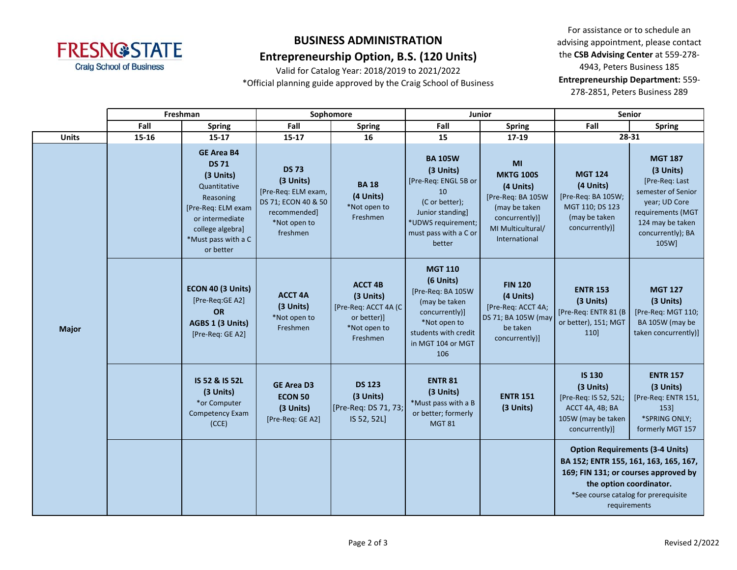# BUSINESS ADMINISTRATION

## Entrepreneurship Option, B.S. (120 Units)

Valid for Catalog Year: 2018/2019 to 2021/2022

*Official planning guide approved by the Craig School of Business

For assistance or to schedule an advising appointment, please contact the **CSB Advising Center** at 559-278-4943, Peters Business 185

**Entrepreneurship Department:** 559-278-2851, Peters Business 289

| | Freshman | | Sophomore | | Junior | | Senior | |
|---|---|---|---|---|---|---|---|---|
| | **Fall** | **Spring** | **Fall** | **Spring** | **Fall** | **Spring** | **Fall** | **Spring** |
| **Units** | **15-16** | **15-17** | **15-17** | **16** | **15** | **17-19** | **28-31** | |
| **Major** | | **GE Area B4 DS 71 (3 Units)** Quantitative Reasoning [Pre-Req: ELM exam or intermediate college algebra] *Must pass with a C or better | **DS 73 (3 Units)** [Pre-Req: ELM exam, DS 71; ECON 40 & 50 recommended] *Not open to freshmen | **BA 18 (4 Units)** *Not open to Freshmen | **BA 105W (3 Units)** [Pre-Req: ENGL 5B or 10 (C or better); Junior standing] *UDWS requirement; must pass with a C or better | **MI MKTG 100S (4 Units)** [Pre-Req: BA 105W (may be taken concurrently)] MI Multicultural/ International | **MGT 124 (4 Units)** [Pre-Req: BA 105W; MGT 110; DS 123 (may be taken concurrently)] | **MGT 187 (3 Units)** [Pre-Req: Last semester of Senior year; UD Core requirements (MGT 124 may be taken concurrently); BA 105W] |
| | | **ECON 40 (3 Units)** [Pre-Req:GE A2] **OR** **AGBS 1 (3 Units)** [Pre-Req: GE A2] | **ACCT 4A (3 Units)** *Not open to Freshmen | **ACCT 4B (3 Units)** [Pre-Req: ACCT 4A (C or better)] *Not open to Freshmen | **MGT 110 (6 Units)** [Pre-Req: BA 105W (may be taken concurrently)] *Not open to students with credit in MGT 104 or MGT 106 | **FIN 120 (4 Units)** [Pre-Req: ACCT 4A; DS 71; BA 105W (may be taken concurrently)] | **ENTR 153 (3 Units)** [Pre-Req: ENTR 81 (B or better), 151; MGT 110] | **MGT 127 (3 Units)** [Pre-Req: MGT 110; BA 105W (may be taken concurrently)] |
| | | **IS 52 & IS 52L (3 Units)** *or Computer Competency Exam (CCE) | **GE Area D3 ECON 50 (3 Units)** [Pre-Req: GE A2] | **DS 123 (3 Units)** [Pre-Req: DS 71, 73; IS 52, 52L] | **ENTR 81 (3 Units)** *Must pass with a B or better; formerly MGT 81 | **ENTR 151 (3 Units)** | **IS 130 (3 Units)** [Pre-Req: IS 52, 52L; ACCT 4A, 4B; BA 105W (may be taken concurrently)] | **ENTR 157 (3 Units)** [Pre-Req: ENTR 151, 153] *SPRING ONLY; formerly MGT 157 |
| | | | | | | | **Option Requirements (3-4 Units) BA 152; ENTR 155, 161, 163, 165, 167, 169; FIN 131; or courses approved by the option coordinator.** *See course catalog for prerequisite requirements | |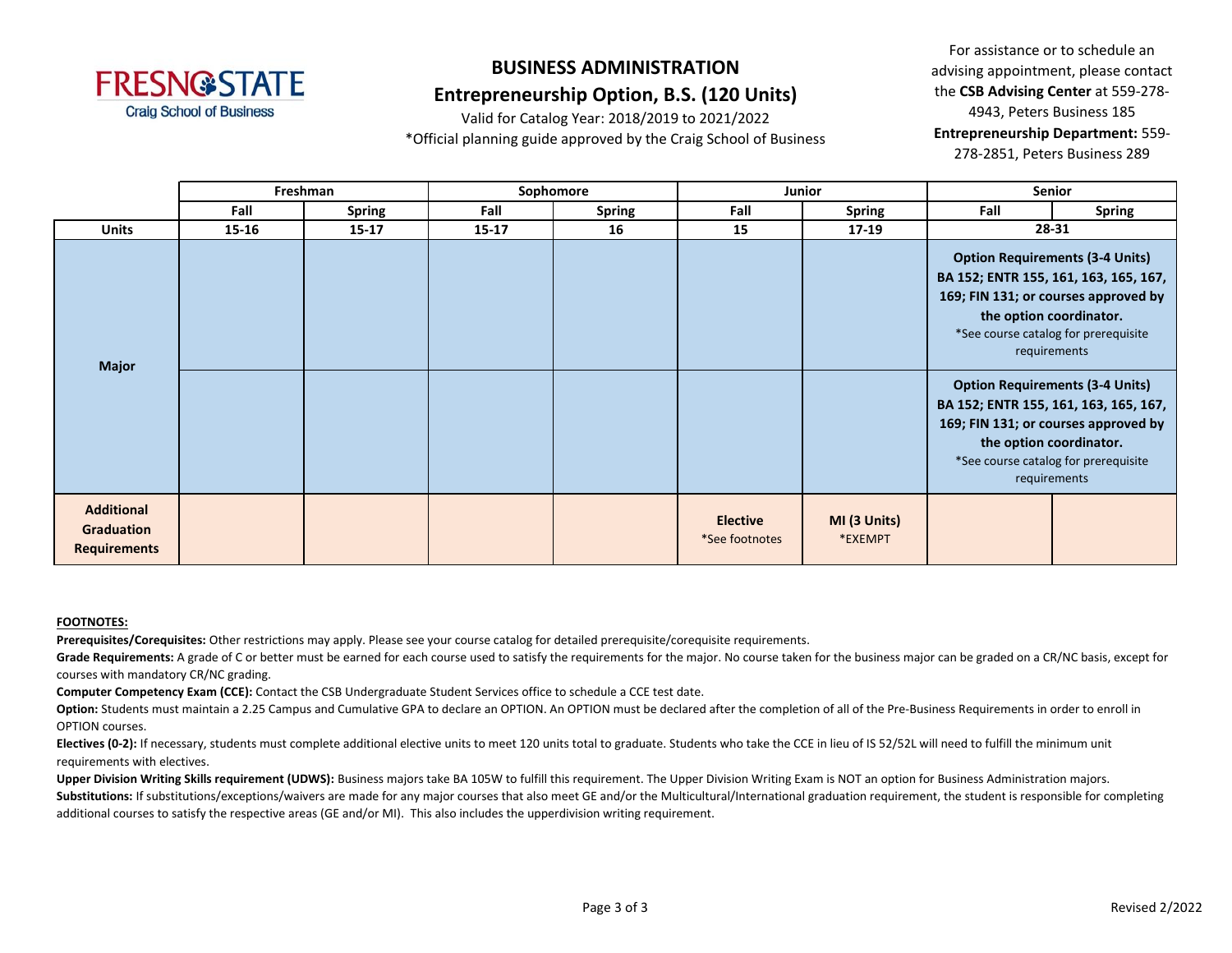# BUSINESS ADMINISTRATION

## Entrepreneurship Option, B.S. (120 Units)

Valid for Catalog Year: 2018/2019 to 2021/2022

*Official planning guide approved by the Craig School of Business

For assistance or to schedule an advising appointment, please contact the **CSB Advising Center** at 559-278-4943, Peters Business 185

**Entrepreneurship Department:** 559-278-2851, Peters Business 289

| | Freshman | | Sophomore | | Junior | | Senior | |
|---|---|---|---|---|---|---|---|---|
| | Fall | Spring | Fall | Spring | Fall | Spring | Fall | Spring |
| **Units** | 15-16 | 15-17 | 15-17 | 16 | 15 | 17-19 | 28-31 | |
| **Major** | | | | | | | **Option Requirements (3-4 Units)** **BA 152; ENTR 155, 161, 163, 165, 167, 169; FIN 131; or courses approved by the option coordinator.** *See course catalog for prerequisite requirements | |
| **Major** | | | | | | | **Option Requirements (3-4 Units)** **BA 152; ENTR 155, 161, 163, 165, 167, 169; FIN 131; or courses approved by the option coordinator.** *See course catalog for prerequisite requirements | |
| **Additional Graduation Requirements** | | | | | **Elective** *See footnotes | **MI (3 Units)** *EXEMPT | | |

**FOOTNOTES:**

**Prerequisites/Corequisites:** Other restrictions may apply. Please see your course catalog for detailed prerequisite/corequisite requirements.

**Grade Requirements:** A grade of C or better must be earned for each course used to satisfy the requirements for the major. No course taken for the business major can be graded on a CR/NC basis, except for courses with mandatory CR/NC grading.

**Computer Competency Exam (CCE):** Contact the CSB Undergraduate Student Services office to schedule a CCE test date.

**Option:** Students must maintain a 2.25 Campus and Cumulative GPA to declare an OPTION. An OPTION must be declared after the completion of all of the Pre-Business Requirements in order to enroll in OPTION courses.

**Electives (0-2):** If necessary, students must complete additional elective units to meet 120 units total to graduate. Students who take the CCE in lieu of IS 52/52L will need to fulfill the minimum unit requirements with electives.

**Upper Division Writing Skills requirement (UDWS):** Business majors take BA 105W to fulfill this requirement. The Upper Division Writing Exam is NOT an option for Business Administration majors.

**Substitutions:** If substitutions/exceptions/waivers are made for any major courses that also meet GE and/or the Multicultural/International graduation requirement, the student is responsible for completing additional courses to satisfy the respective areas (GE and/or MI). This also includes the upperdivision writing requirement.

Revised 2/2022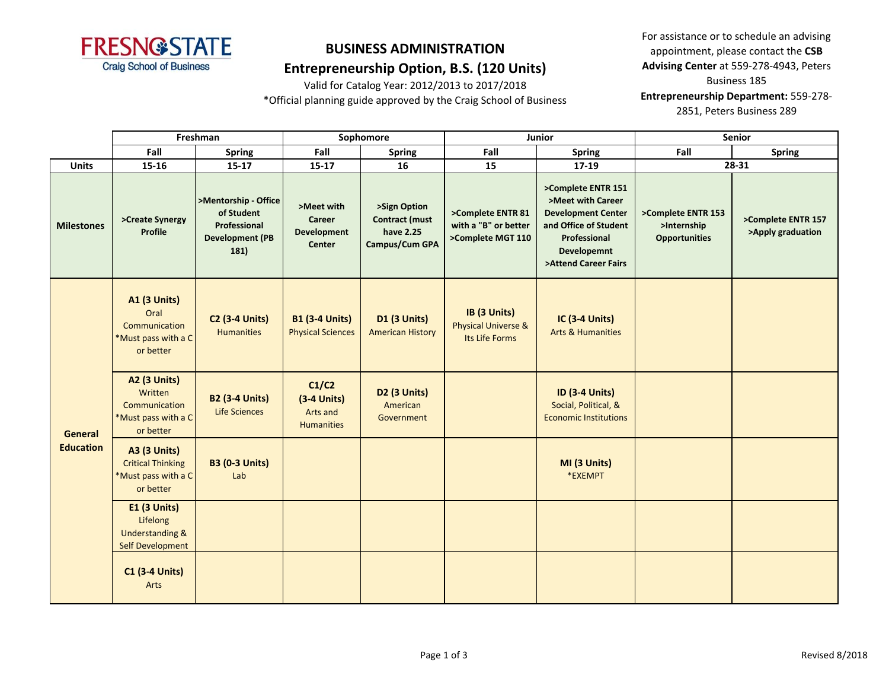FRESNO STATE
Craig School of Business

# BUSINESS ADMINISTRATION
## Entrepreneurship Option, B.S. (120 Units)

Valid for Catalog Year: 2012/2013 to 2017/2018
*Official planning guide approved by the Craig School of Business

For assistance or to schedule an advising appointment, please contact the **CSB Advising Center** at 559-278-4943, Peters Business 185
**Entrepreneurship Department:** 559-278-2851, Peters Business 289

| | Freshman | | Sophomore | | Junior | | Senior | |
|---|---|---|---|---|---|---|---|---|
| | **Fall** | **Spring** | **Fall** | **Spring** | **Fall** | **Spring** | **Fall** | **Spring** |
| **Units** | **15-16** | **15-17** | **15-17** | **16** | **15** | **17-19** | **28-31** | |
| **Milestones** | **>Create Synergy Profile** | **>Mentorship - Office of Student Professional Development (PB 181)** | **>Meet with Career Development Center** | **>Sign Option Contract (must have 2.25 Campus/Cum GPA** | **>Complete ENTR 81 with a "B" or better >Complete MGT 110** | **>Complete ENTR 151 >Meet with Career Development Center and Office of Student Professional Developemnt >Attend Career Fairs** | **>Complete ENTR 153 >Internship Opportunities** | **>Complete ENTR 157 >Apply graduation** |
| **General Education** | **A1 (3 Units)** Oral Communication *Must pass with a C or better | **C2 (3-4 Units)** Humanities | **B1 (3-4 Units)** Physical Sciences | **D1 (3 Units)** American History | **IB (3 Units)** Physical Universe & Its Life Forms | **IC (3-4 Units)** Arts & Humanities | | |
| | **A2 (3 Units)** Written Communication *Must pass with a C or better | **B2 (3-4 Units)** Life Sciences | **C1/C2 (3-4 Units)** Arts and Humanities | **D2 (3 Units)** American Government | | **ID (3-4 Units)** Social, Political, & Economic Institutions | | |
| | **A3 (3 Units)** Critical Thinking *Must pass with a C or better | **B3 (0-3 Units)** Lab | | | | **MI (3 Units)** *EXEMPT | | |
| | **E1 (3 Units)** Lifelong Understanding & Self Development | | | | | | | |
| | **C1 (3-4 Units)** Arts | | | | | | | |

Revised 8/2018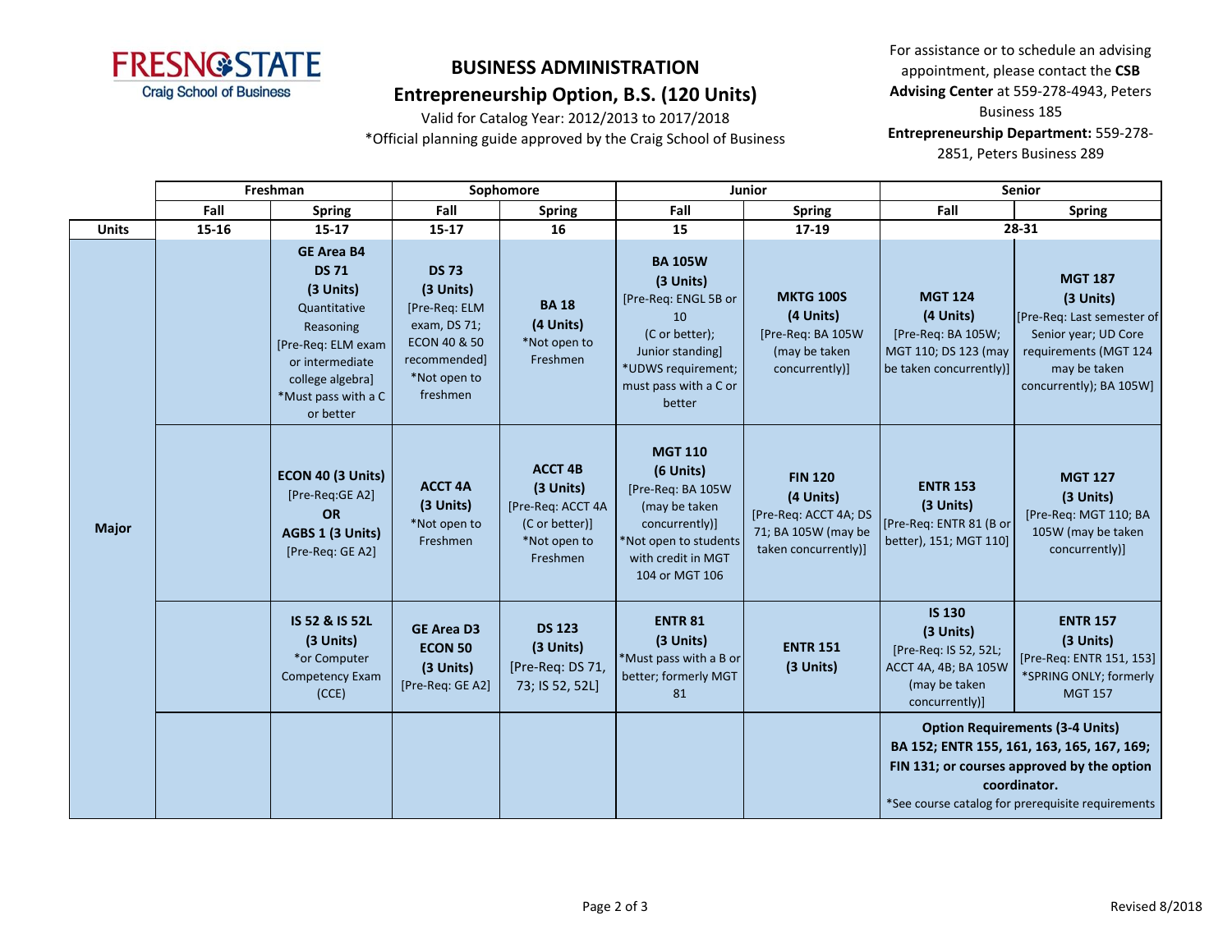FRESNO STATE
Craig School of Business

# BUSINESS ADMINISTRATION
## Entrepreneurship Option, B.S. (120 Units)

Valid for Catalog Year: 2012/2013 to 2017/2018
*Official planning guide approved by the Craig School of Business

For assistance or to schedule an advising appointment, please contact the **CSB Advising Center** at 559-278-4943, Peters Business 185
**Entrepreneurship Department:** 559-278-2851, Peters Business 289

| | Freshman | | Sophomore | | Junior | | Senior | |
|---|---|---|---|---|---|---|---|---|
| | Fall | Spring | Fall | Spring | Fall | Spring | Fall | Spring |
| **Units** | 15-16 | 15-17 | 15-17 | 16 | 15 | 17-19 | 28-31 | |
| **Major** | | **GE Area B4 DS 71 (3 Units)** Quantitative Reasoning [Pre-Req: ELM exam or intermediate college algebra] *Must pass with a C or better | **DS 73 (3 Units)** [Pre-Req: ELM exam, DS 71; ECON 40 & 50 recommended] *Not open to freshmen | **BA 18 (4 Units)** *Not open to Freshmen | **BA 105W (3 Units)** [Pre-Req: ENGL 5B or 10 (C or better); Junior standing] *UDWS requirement; must pass with a C or better | **MKTG 100S (4 Units)** [Pre-Req: BA 105W (may be taken concurrently)] | **MGT 124 (4 Units)** [Pre-Req: BA 105W; MGT 110; DS 123 (may be taken concurrently)] | **MGT 187 (3 Units)** [Pre-Req: Last semester of Senior year; UD Core requirements (MGT 124 may be taken concurrently); BA 105W] |
| | | **ECON 40 (3 Units)** [Pre-Req:GE A2] **OR** **AGBS 1 (3 Units)** [Pre-Req: GE A2] | **ACCT 4A (3 Units)** *Not open to Freshmen | **ACCT 4B (3 Units)** [Pre-Req: ACCT 4A (C or better)] *Not open to Freshmen | **MGT 110 (6 Units)** [Pre-Req: BA 105W (may be taken concurrently)] *Not open to students with credit in MGT 104 or MGT 106 | **FIN 120 (4 Units)** [Pre-Req: ACCT 4A; DS 71; BA 105W (may be taken concurrently)] | **ENTR 153 (3 Units)** [Pre-Req: ENTR 81 (B or better), 151; MGT 110] | **MGT 127 (3 Units)** [Pre-Req: MGT 110; BA 105W (may be taken concurrently)] |
| | | **IS 52 & IS 52L (3 Units)** *or Computer Competency Exam (CCE) | **GE Area D3 ECON 50 (3 Units)** [Pre-Req: GE A2] | **DS 123 (3 Units)** [Pre-Req: DS 71, 73; IS 52, 52L] | **ENTR 81 (3 Units)** *Must pass with a B or better; formerly MGT 81 | **ENTR 151 (3 Units)** | **IS 130 (3 Units)** [Pre-Req: IS 52, 52L; ACCT 4A, 4B; BA 105W (may be taken concurrently)] | **ENTR 157 (3 Units)** [Pre-Req: ENTR 151, 153] *SPRING ONLY; formerly MGT 157 |
| | | | | | | | **Option Requirements (3-4 Units) BA 152; ENTR 155, 161, 163, 165, 167, 169; FIN 131; or courses approved by the option coordinator.** *See course catalog for prerequisite requirements | |

Revised 8/2018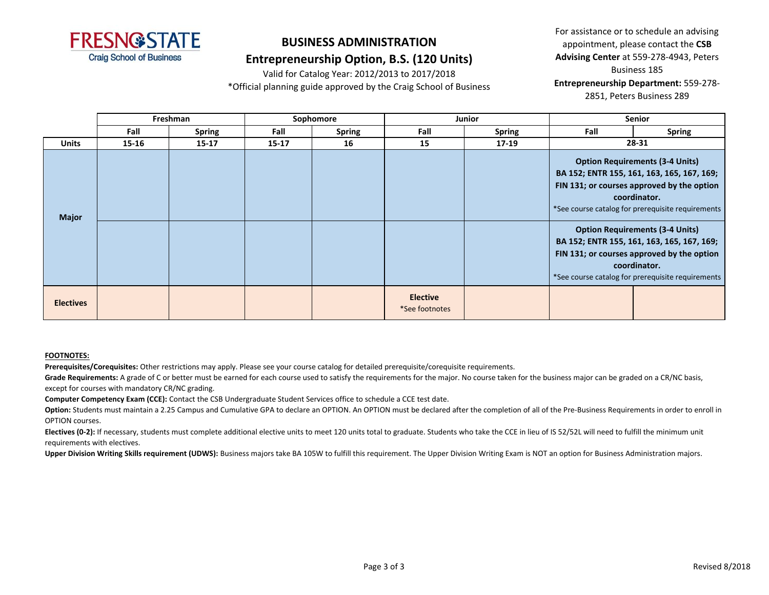**BUSINESS ADMINISTRATION**

**Entrepreneurship Option, B.S. (120 Units)**

Valid for Catalog Year: 2012/2013 to 2017/2018

*Official planning guide approved by the Craig School of Business

For assistance or to schedule an advising appointment, please contact the **CSB Advising Center** at 559-278-4943, Peters Business 185

**Entrepreneurship Department:** 559-278-2851, Peters Business 289

| | Freshman | | Sophomore | | Junior | | Senior | |
|---|---|---|---|---|---|---|---|---|
| | **Fall** | **Spring** | **Fall** | **Spring** | **Fall** | **Spring** | **Fall** | **Spring** |
| **Units** | **15-16** | **15-17** | **15-17** | **16** | **15** | **17-19** | **28-31** | |
| **Major** | | | | | | | **Option Requirements (3-4 Units)** **BA 152; ENTR 155, 161, 163, 165, 167, 169; FIN 131; or courses approved by the option coordinator.** *See course catalog for prerequisite requirements | |
| | | | | | | | **Option Requirements (3-4 Units)** **BA 152; ENTR 155, 161, 163, 165, 167, 169; FIN 131; or courses approved by the option coordinator.** *See course catalog for prerequisite requirements | |
| **Electives** | | | | | **Elective** *See footnotes | | | |

**FOOTNOTES:**

**Prerequisites/Corequisites:** Other restrictions may apply. Please see your course catalog for detailed prerequisite/corequisite requirements.

**Grade Requirements:** A grade of C or better must be earned for each course used to satisfy the requirements for the major. No course taken for the business major can be graded on a CR/NC basis, except for courses with mandatory CR/NC grading.

**Computer Competency Exam (CCE):** Contact the CSB Undergraduate Student Services office to schedule a CCE test date.

**Option:** Students must maintain a 2.25 Campus and Cumulative GPA to declare an OPTION. An OPTION must be declared after the completion of all of the Pre-Business Requirements in order to enroll in OPTION courses.

**Electives (0-2):** If necessary, students must complete additional elective units to meet 120 units total to graduate. Students who take the CCE in lieu of IS 52/52L will need to fulfill the minimum unit requirements with electives.

**Upper Division Writing Skills requirement (UDWS):** Business majors take BA 105W to fulfill this requirement. The Upper Division Writing Exam is NOT an option for Business Administration majors.

Revised 8/2018